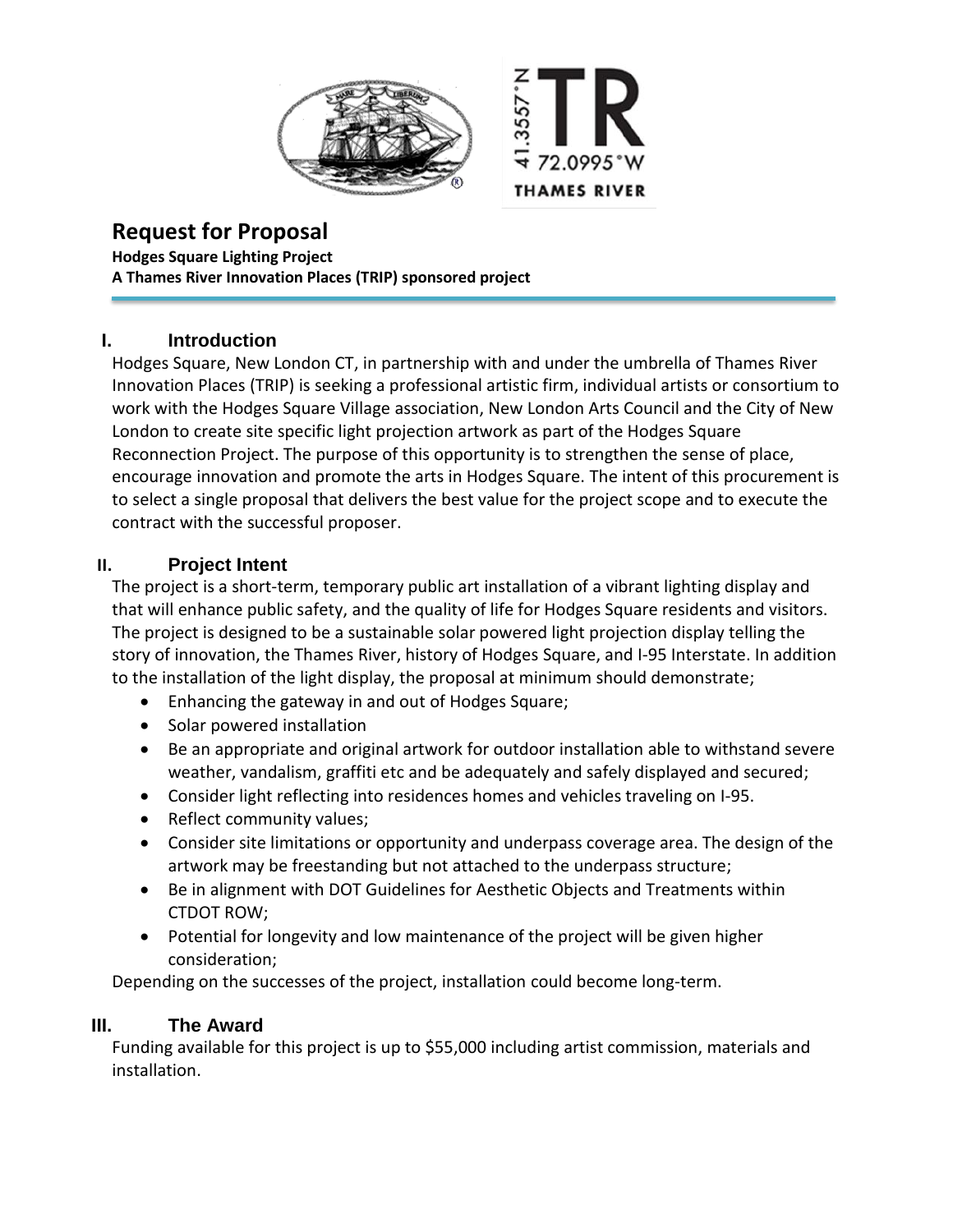# Request for Proposal

**Hodges Square Lighting Project**
**A Thames River Innovation Places (TRIP) sponsored project**

## I. Introduction

Hodges Square, New London CT, in partnership with and under the umbrella of Thames River Innovation Places (TRIP) is seeking a professional artistic firm, individual artists or consortium to work with the Hodges Square Village association, New London Arts Council and the City of New London to create site specific light projection artwork as part of the Hodges Square Reconnection Project. The purpose of this opportunity is to strengthen the sense of place, encourage innovation and promote the arts in Hodges Square. The intent of this procurement is to select a single proposal that delivers the best value for the project scope and to execute the contract with the successful proposer.

## II. Project Intent

The project is a short-term, temporary public art installation of a vibrant lighting display and that will enhance public safety, and the quality of life for Hodges Square residents and visitors. The project is designed to be a sustainable solar powered light projection display telling the story of innovation, the Thames River, history of Hodges Square, and I-95 Interstate. In addition to the installation of the light display, the proposal at minimum should demonstrate;

- Enhancing the gateway in and out of Hodges Square;
- Solar powered installation
- Be an appropriate and original artwork for outdoor installation able to withstand severe weather, vandalism, graffiti etc and be adequately and safely displayed and secured;
- Consider light reflecting into residences homes and vehicles traveling on I-95.
- Reflect community values;
- Consider site limitations or opportunity and underpass coverage area. The design of the artwork may be freestanding but not attached to the underpass structure;
- Be in alignment with DOT Guidelines for Aesthetic Objects and Treatments within CTDOT ROW;
- Potential for longevity and low maintenance of the project will be given higher consideration;

Depending on the successes of the project, installation could become long-term.

## III. The Award

Funding available for this project is up to $55,000 including artist commission, materials and installation.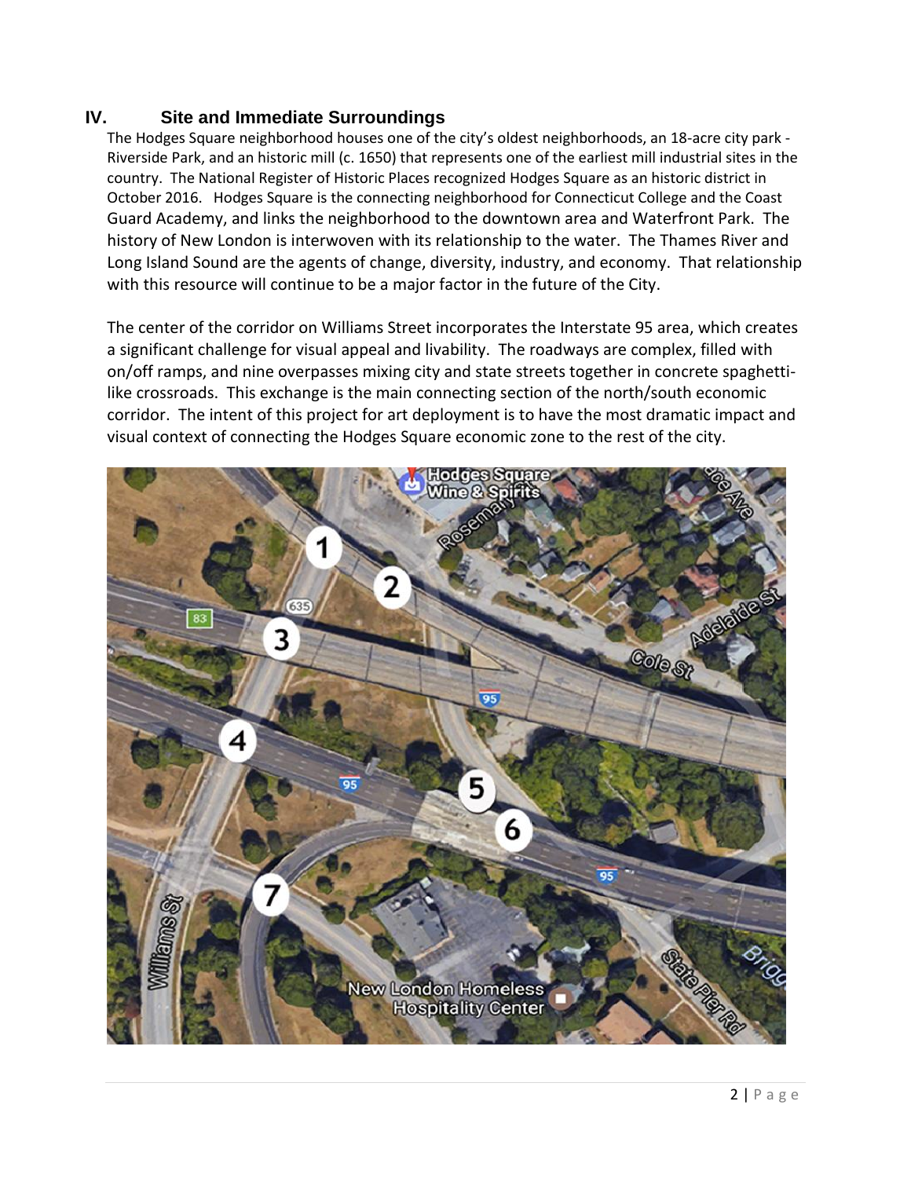## IV. Site and Immediate Surroundings

The Hodges Square neighborhood houses one of the city's oldest neighborhoods, an 18-acre city park - Riverside Park, and an historic mill (c. 1650) that represents one of the earliest mill industrial sites in the country. The National Register of Historic Places recognized Hodges Square as an historic district in October 2016. Hodges Square is the connecting neighborhood for Connecticut College and the Coast Guard Academy, and links the neighborhood to the downtown area and Waterfront Park. The history of New London is interwoven with its relationship to the water. The Thames River and Long Island Sound are the agents of change, diversity, industry, and economy. That relationship with this resource will continue to be a major factor in the future of the City.

The center of the corridor on Williams Street incorporates the Interstate 95 area, which creates a significant challenge for visual appeal and livability. The roadways are complex, filled with on/off ramps, and nine overpasses mixing city and state streets together in concrete spaghetti-like crossroads. This exchange is the main connecting section of the north/south economic corridor. The intent of this project for art deployment is to have the most dramatic impact and visual context of connecting the Hodges Square economic zone to the rest of the city.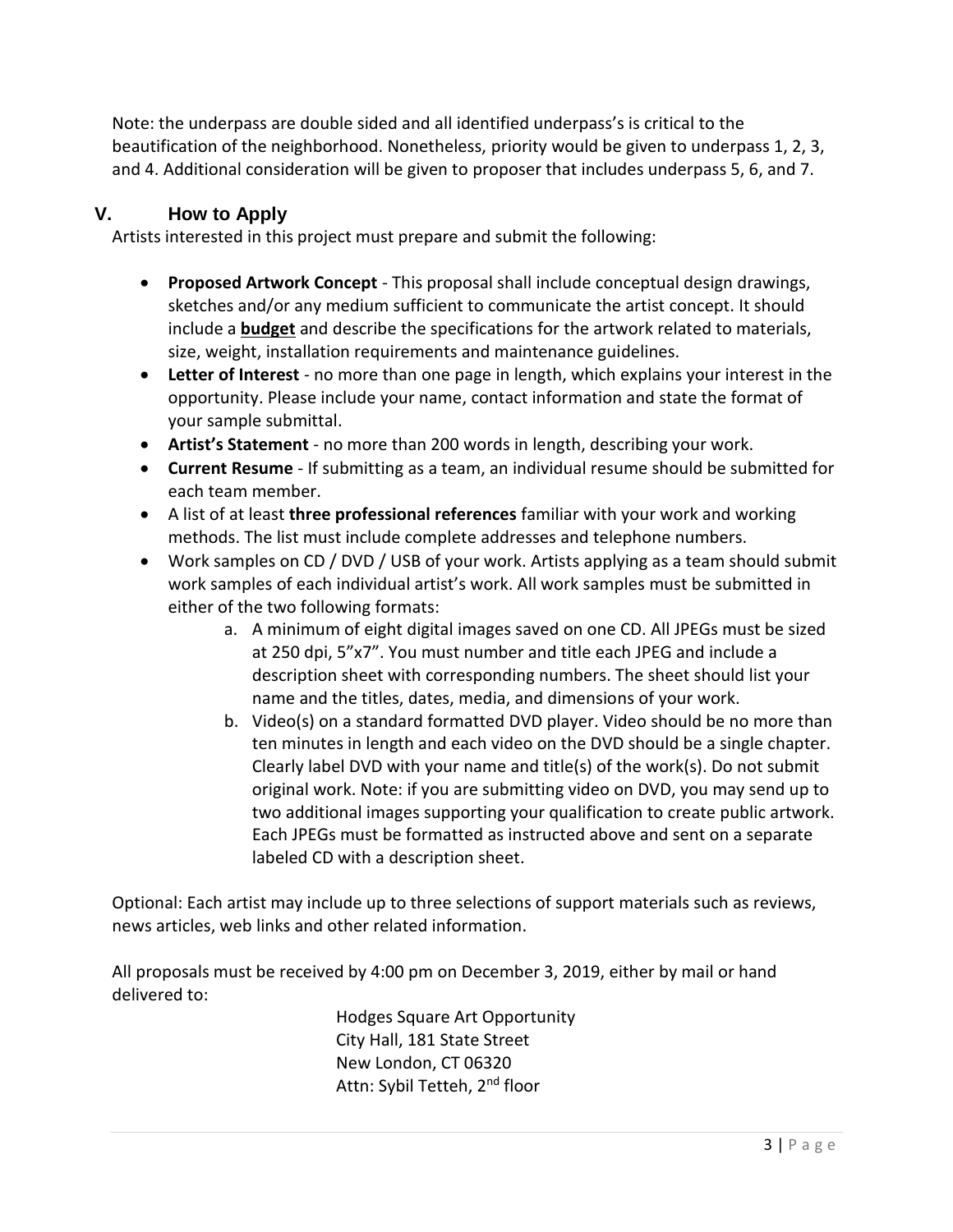Note: the underpass are double sided and all identified underpass's is critical to the beautification of the neighborhood. Nonetheless, priority would be given to underpass 1, 2, 3, and 4. Additional consideration will be given to proposer that includes underpass 5, 6, and 7.

## V. How to Apply

Artists interested in this project must prepare and submit the following:

- **Proposed Artwork Concept** - This proposal shall include conceptual design drawings, sketches and/or any medium sufficient to communicate the artist concept. It should include a **budget** and describe the specifications for the artwork related to materials, size, weight, installation requirements and maintenance guidelines.
- **Letter of Interest** - no more than one page in length, which explains your interest in the opportunity. Please include your name, contact information and state the format of your sample submittal.
- **Artist's Statement** - no more than 200 words in length, describing your work.
- **Current Resume** - If submitting as a team, an individual resume should be submitted for each team member.
- A list of at least **three professional references** familiar with your work and working methods. The list must include complete addresses and telephone numbers.
- Work samples on CD / DVD / USB of your work. Artists applying as a team should submit work samples of each individual artist's work. All work samples must be submitted in either of the two following formats:
    a. A minimum of eight digital images saved on one CD. All JPEGs must be sized at 250 dpi, 5"x7". You must number and title each JPEG and include a description sheet with corresponding numbers. The sheet should list your name and the titles, dates, media, and dimensions of your work.
    b. Video(s) on a standard formatted DVD player. Video should be no more than ten minutes in length and each video on the DVD should be a single chapter. Clearly label DVD with your name and title(s) of the work(s). Do not submit original work. Note: if you are submitting video on DVD, you may send up to two additional images supporting your qualification to create public artwork. Each JPEGs must be formatted as instructed above and sent on a separate labeled CD with a description sheet.

Optional: Each artist may include up to three selections of support materials such as reviews, news articles, web links and other related information.

All proposals must be received by 4:00 pm on December 3, 2019, either by mail or hand delivered to:

Hodges Square Art Opportunity
City Hall, 181 State Street
New London, CT 06320
Attn: Sybil Tetteh, 2nd floor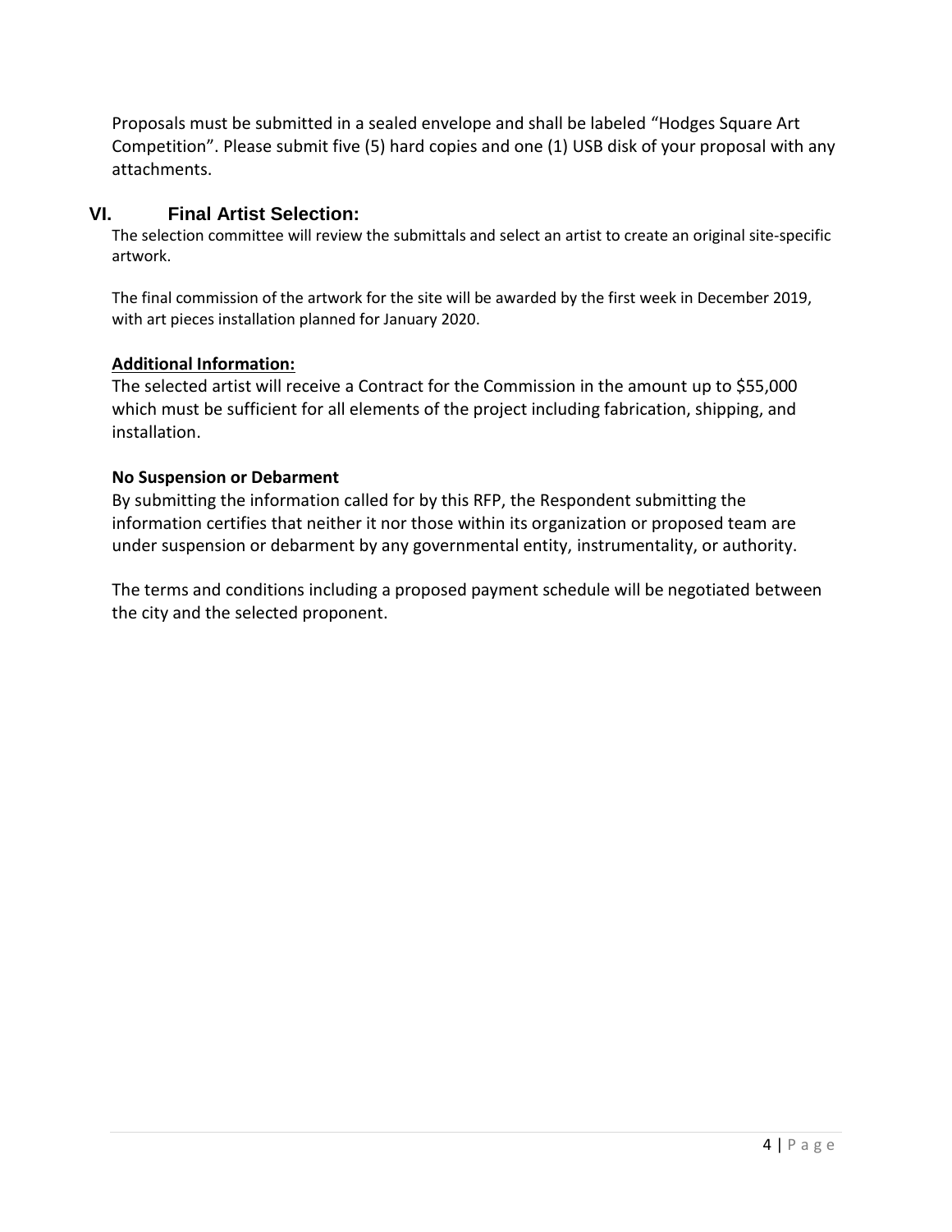Proposals must be submitted in a sealed envelope and shall be labeled "Hodges Square Art Competition". Please submit five (5) hard copies and one (1) USB disk of your proposal with any attachments.

## VI. Final Artist Selection:

The selection committee will review the submittals and select an artist to create an original site-specific artwork.

The final commission of the artwork for the site will be awarded by the first week in December 2019, with art pieces installation planned for January 2020.

**Additional Information:**

The selected artist will receive a Contract for the Commission in the amount up to $55,000 which must be sufficient for all elements of the project including fabrication, shipping, and installation.

**No Suspension or Debarment**

By submitting the information called for by this RFP, the Respondent submitting the information certifies that neither it nor those within its organization or proposed team are under suspension or debarment by any governmental entity, instrumentality, or authority.

The terms and conditions including a proposed payment schedule will be negotiated between the city and the selected proponent.